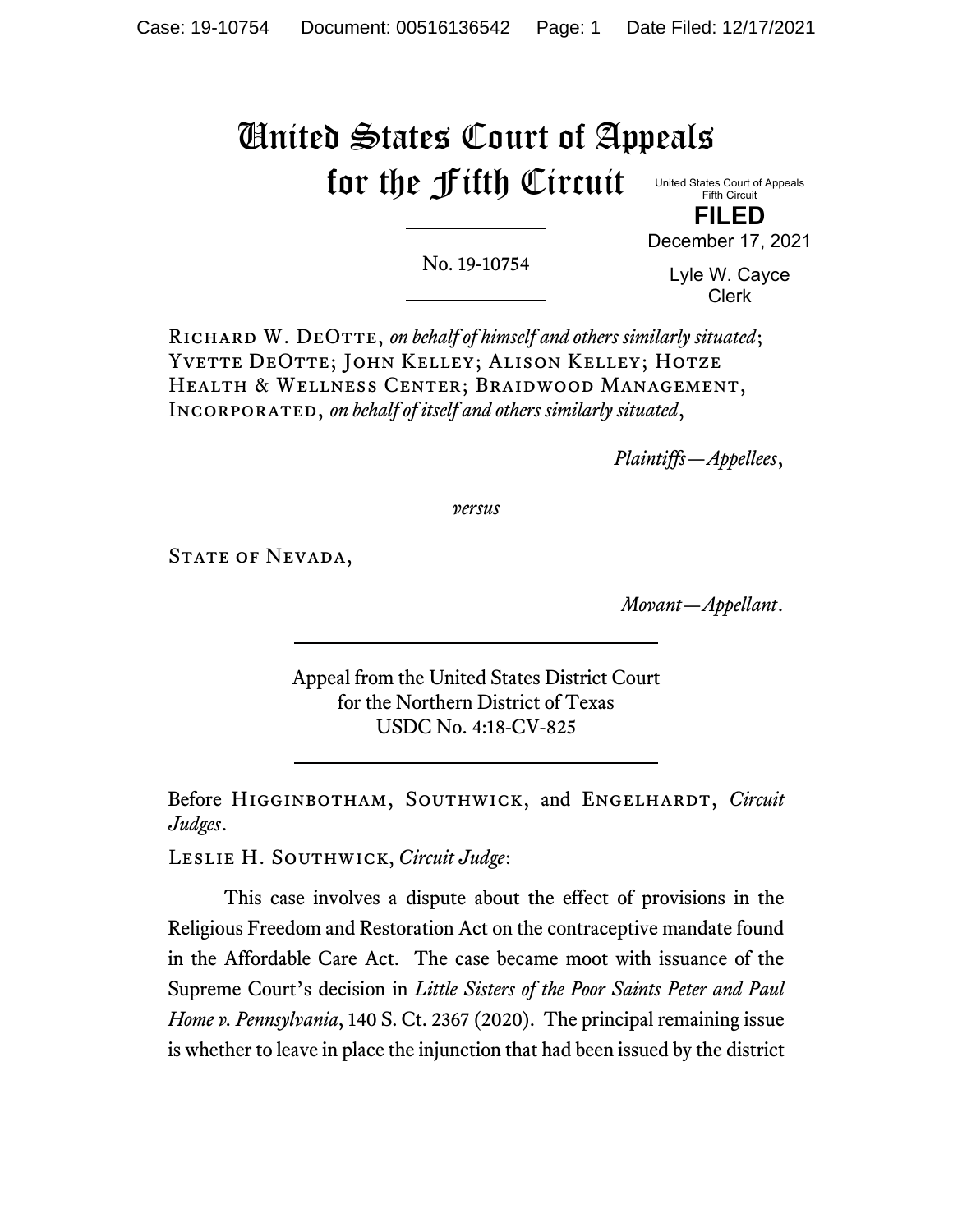# United States Court of Appeals for the Fifth Circuit

United States Court of Appeals
Fifth Circuit

**FILED**

December 17, 2021

Lyle W. Cayce
Clerk

No. 19-10754

Richard W. DeOtte, *on behalf of himself and others similarly situated*; Yvette DeOtte; John Kelley; Alison Kelley; Hotze Health & Wellness Center; Braidwood Management, Incorporated, *on behalf of itself and others similarly situated*,

*Plaintiffs—Appellees*,

*versus*

State of Nevada,

*Movant—Appellant*.

Appeal from the United States District Court
for the Northern District of Texas
USDC No. 4:18-CV-825

Before Higginbotham, Southwick, and Engelhardt, *Circuit Judges*.

Leslie H. Southwick, *Circuit Judge*:

This case involves a dispute about the effect of provisions in the Religious Freedom and Restoration Act on the contraceptive mandate found in the Affordable Care Act. The case became moot with issuance of the Supreme Court's decision in *Little Sisters of the Poor Saints Peter and Paul Home v. Pennsylvania*, 140 S. Ct. 2367 (2020). The principal remaining issue is whether to leave in place the injunction that had been issued by the district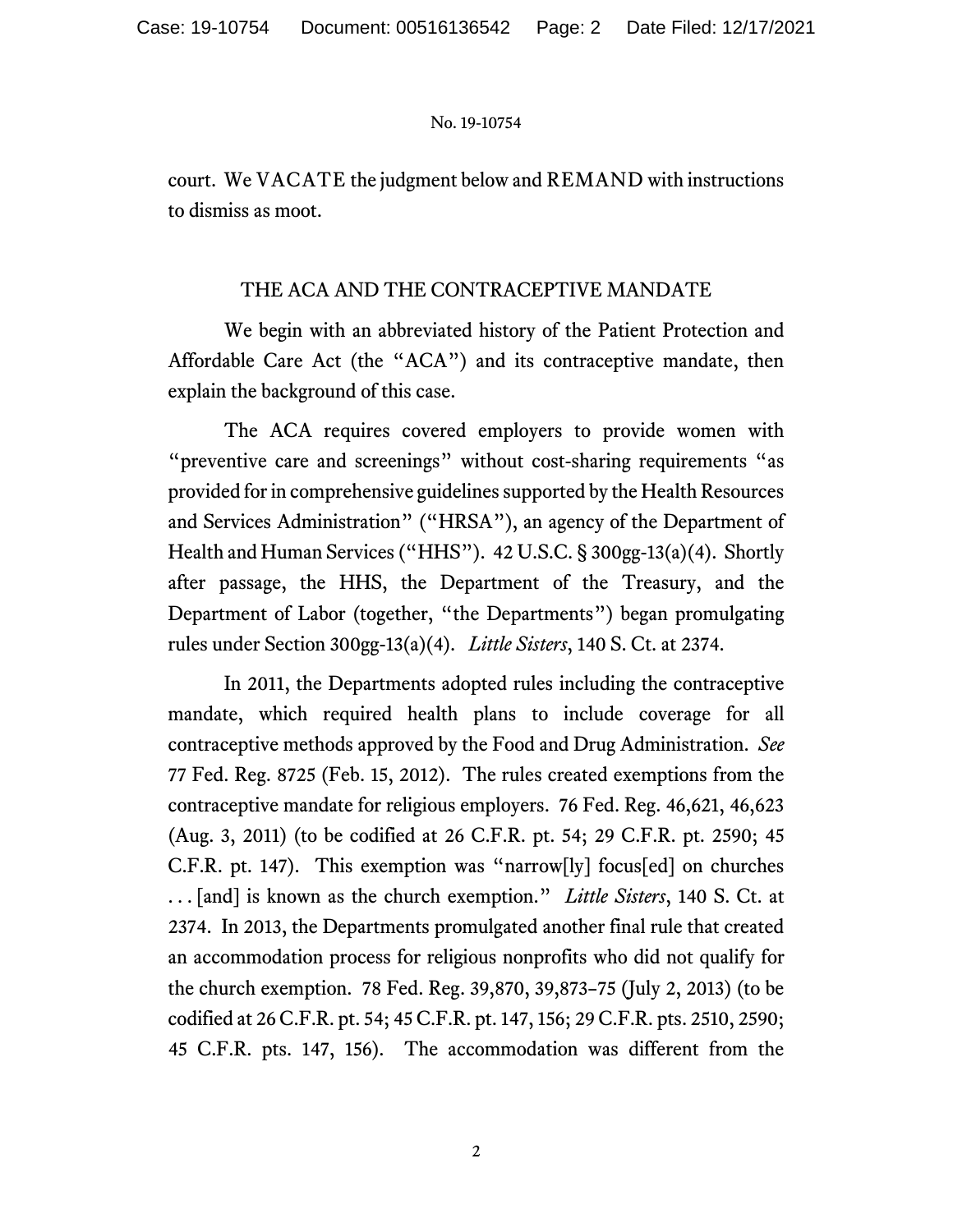court. We VACATE the judgment below and REMAND with instructions to dismiss as moot.

## THE ACA AND THE CONTRACEPTIVE MANDATE

We begin with an abbreviated history of the Patient Protection and Affordable Care Act (the "ACA") and its contraceptive mandate, then explain the background of this case.

The ACA requires covered employers to provide women with "preventive care and screenings" without cost-sharing requirements "as provided for in comprehensive guidelines supported by the Health Resources and Services Administration" ("HRSA"), an agency of the Department of Health and Human Services ("HHS"). 42 U.S.C. § 300gg-13(a)(4). Shortly after passage, the HHS, the Department of the Treasury, and the Department of Labor (together, "the Departments") began promulgating rules under Section 300gg-13(a)(4). *Little Sisters*, 140 S. Ct. at 2374.

In 2011, the Departments adopted rules including the contraceptive mandate, which required health plans to include coverage for all contraceptive methods approved by the Food and Drug Administration. *See* 77 Fed. Reg. 8725 (Feb. 15, 2012). The rules created exemptions from the contraceptive mandate for religious employers. 76 Fed. Reg. 46,621, 46,623 (Aug. 3, 2011) (to be codified at 26 C.F.R. pt. 54; 29 C.F.R. pt. 2590; 45 C.F.R. pt. 147). This exemption was "narrow[ly] focus[ed] on churches . . . [and] is known as the church exemption." *Little Sisters*, 140 S. Ct. at 2374. In 2013, the Departments promulgated another final rule that created an accommodation process for religious nonprofits who did not qualify for the church exemption. 78 Fed. Reg. 39,870, 39,873–75 (July 2, 2013) (to be codified at 26 C.F.R. pt. 54; 45 C.F.R. pt. 147, 156; 29 C.F.R. pts. 2510, 2590; 45 C.F.R. pts. 147, 156). The accommodation was different from the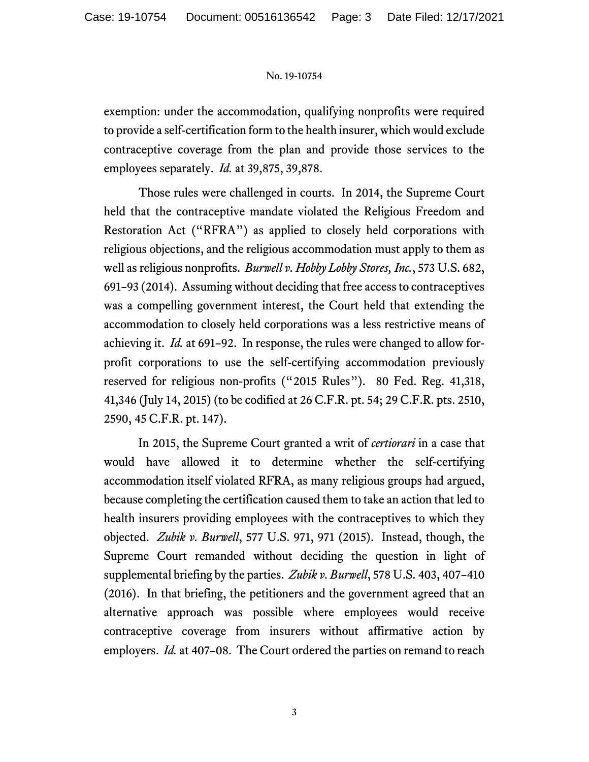exemption: under the accommodation, qualifying nonprofits were required to provide a self-certification form to the health insurer, which would exclude contraceptive coverage from the plan and provide those services to the employees separately. *Id.* at 39,875, 39,878.

Those rules were challenged in courts. In 2014, the Supreme Court held that the contraceptive mandate violated the Religious Freedom and Restoration Act ("RFRA") as applied to closely held corporations with religious objections, and the religious accommodation must apply to them as well as religious nonprofits. *Burwell v. Hobby Lobby Stores, Inc.*, 573 U.S. 682, 691–93 (2014). Assuming without deciding that free access to contraceptives was a compelling government interest, the Court held that extending the accommodation to closely held corporations was a less restrictive means of achieving it. *Id.* at 691–92. In response, the rules were changed to allow for-profit corporations to use the self-certifying accommodation previously reserved for religious non-profits ("2015 Rules"). 80 Fed. Reg. 41,318, 41,346 (July 14, 2015) (to be codified at 26 C.F.R. pt. 54; 29 C.F.R. pts. 2510, 2590, 45 C.F.R. pt. 147).

In 2015, the Supreme Court granted a writ of *certiorari* in a case that would have allowed it to determine whether the self-certifying accommodation itself violated RFRA, as many religious groups had argued, because completing the certification caused them to take an action that led to health insurers providing employees with the contraceptives to which they objected. *Zubik v. Burwell*, 577 U.S. 971, 971 (2015). Instead, though, the Supreme Court remanded without deciding the question in light of supplemental briefing by the parties. *Zubik v. Burwell*, 578 U.S. 403, 407–410 (2016). In that briefing, the petitioners and the government agreed that an alternative approach was possible where employees would receive contraceptive coverage from insurers without affirmative action by employers. *Id.* at 407–08. The Court ordered the parties on remand to reach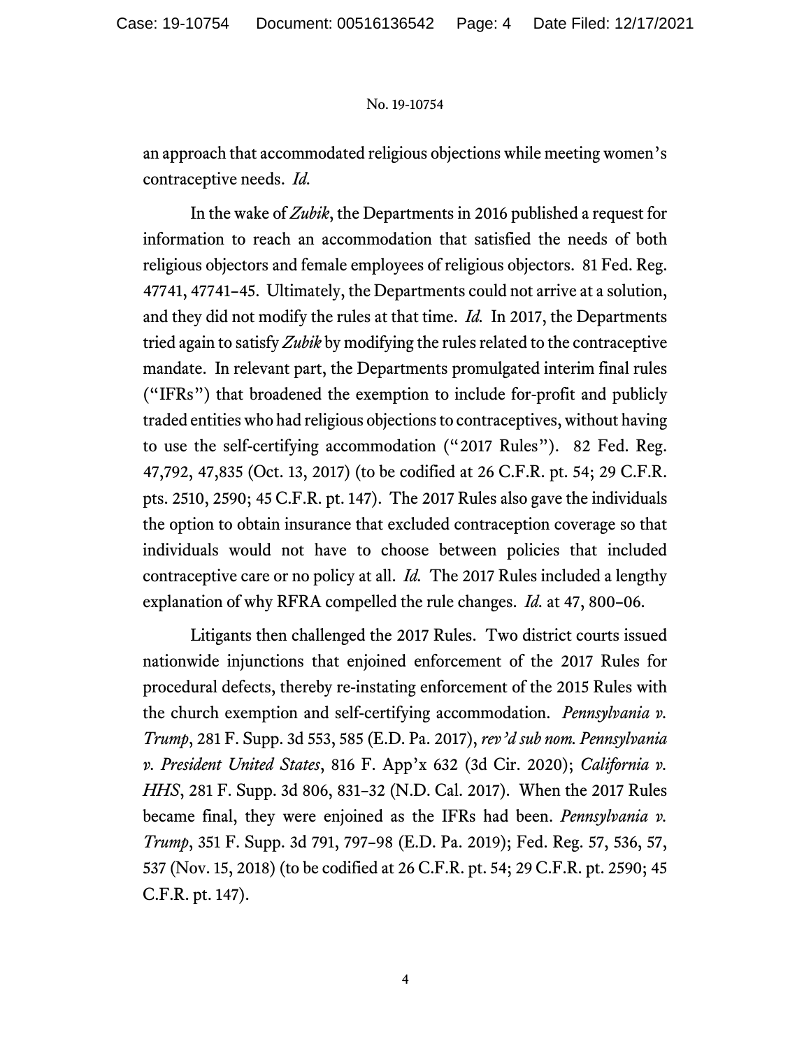an approach that accommodated religious objections while meeting women's contraceptive needs. *Id.*

In the wake of *Zubik*, the Departments in 2016 published a request for information to reach an accommodation that satisfied the needs of both religious objectors and female employees of religious objectors. 81 Fed. Reg. 47741, 47741–45. Ultimately, the Departments could not arrive at a solution, and they did not modify the rules at that time. *Id.* In 2017, the Departments tried again to satisfy *Zubik* by modifying the rules related to the contraceptive mandate. In relevant part, the Departments promulgated interim final rules ("IFRs") that broadened the exemption to include for-profit and publicly traded entities who had religious objections to contraceptives, without having to use the self-certifying accommodation ("2017 Rules"). 82 Fed. Reg. 47,792, 47,835 (Oct. 13, 2017) (to be codified at 26 C.F.R. pt. 54; 29 C.F.R. pts. 2510, 2590; 45 C.F.R. pt. 147). The 2017 Rules also gave the individuals the option to obtain insurance that excluded contraception coverage so that individuals would not have to choose between policies that included contraceptive care or no policy at all. *Id.* The 2017 Rules included a lengthy explanation of why RFRA compelled the rule changes. *Id.* at 47, 800–06.

Litigants then challenged the 2017 Rules. Two district courts issued nationwide injunctions that enjoined enforcement of the 2017 Rules for procedural defects, thereby re-instating enforcement of the 2015 Rules with the church exemption and self-certifying accommodation. *Pennsylvania v. Trump*, 281 F. Supp. 3d 553, 585 (E.D. Pa. 2017), *rev'd sub nom. Pennsylvania v. President United States*, 816 F. App'x 632 (3d Cir. 2020); *California v. HHS*, 281 F. Supp. 3d 806, 831–32 (N.D. Cal. 2017). When the 2017 Rules became final, they were enjoined as the IFRs had been. *Pennsylvania v. Trump*, 351 F. Supp. 3d 791, 797–98 (E.D. Pa. 2019); Fed. Reg. 57, 536, 57, 537 (Nov. 15, 2018) (to be codified at 26 C.F.R. pt. 54; 29 C.F.R. pt. 2590; 45 C.F.R. pt. 147).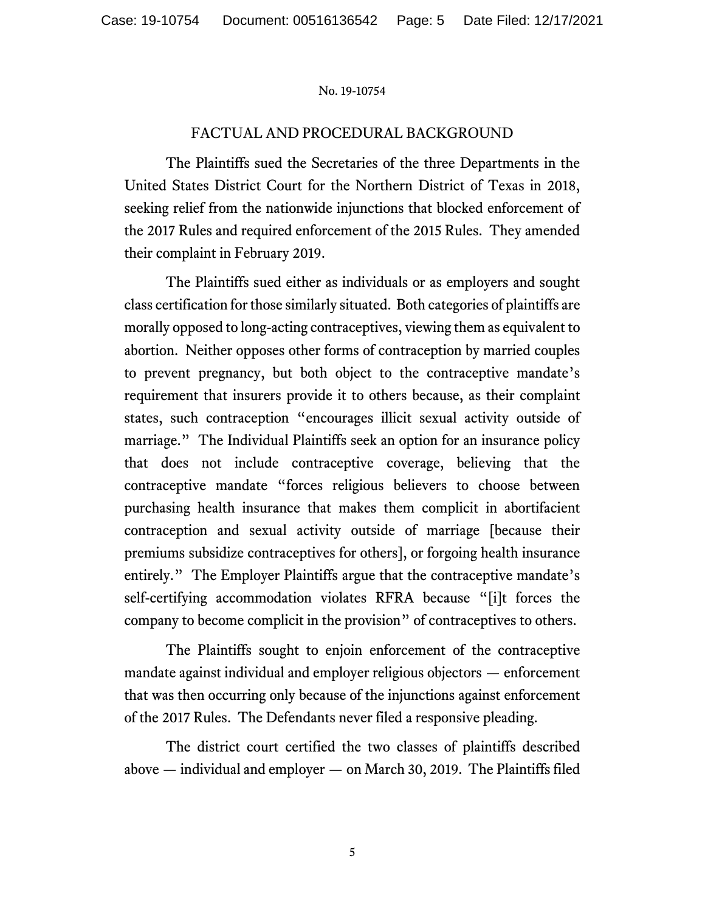## FACTUAL AND PROCEDURAL BACKGROUND

The Plaintiffs sued the Secretaries of the three Departments in the United States District Court for the Northern District of Texas in 2018, seeking relief from the nationwide injunctions that blocked enforcement of the 2017 Rules and required enforcement of the 2015 Rules. They amended their complaint in February 2019.

The Plaintiffs sued either as individuals or as employers and sought class certification for those similarly situated. Both categories of plaintiffs are morally opposed to long-acting contraceptives, viewing them as equivalent to abortion. Neither opposes other forms of contraception by married couples to prevent pregnancy, but both object to the contraceptive mandate's requirement that insurers provide it to others because, as their complaint states, such contraception "encourages illicit sexual activity outside of marriage." The Individual Plaintiffs seek an option for an insurance policy that does not include contraceptive coverage, believing that the contraceptive mandate "forces religious believers to choose between purchasing health insurance that makes them complicit in abortifacient contraception and sexual activity outside of marriage [because their premiums subsidize contraceptives for others], or forgoing health insurance entirely." The Employer Plaintiffs argue that the contraceptive mandate's self-certifying accommodation violates RFRA because "[i]t forces the company to become complicit in the provision" of contraceptives to others.

The Plaintiffs sought to enjoin enforcement of the contraceptive mandate against individual and employer religious objectors — enforcement that was then occurring only because of the injunctions against enforcement of the 2017 Rules. The Defendants never filed a responsive pleading.

The district court certified the two classes of plaintiffs described above — individual and employer — on March 30, 2019. The Plaintiffs filed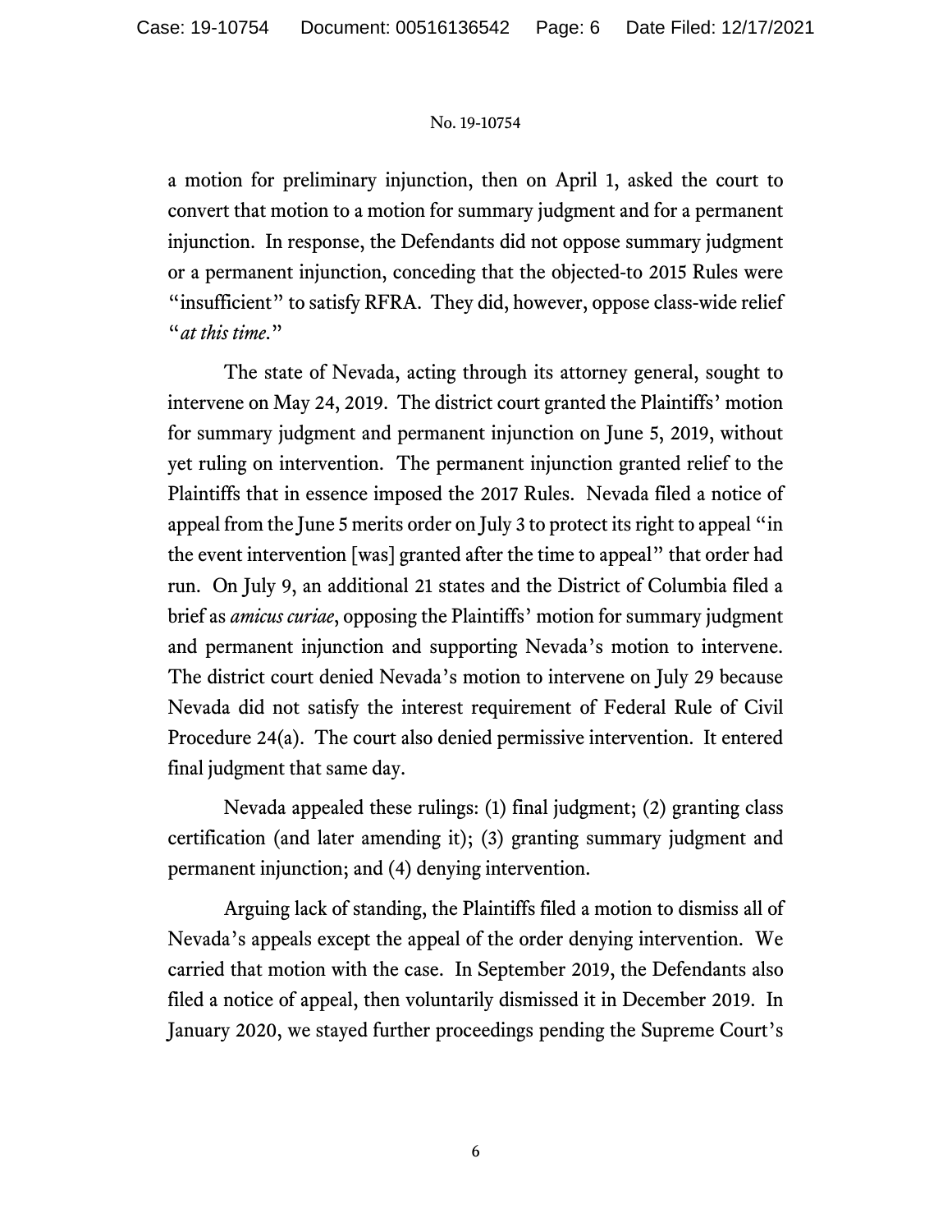a motion for preliminary injunction, then on April 1, asked the court to convert that motion to a motion for summary judgment and for a permanent injunction. In response, the Defendants did not oppose summary judgment or a permanent injunction, conceding that the objected-to 2015 Rules were "insufficient" to satisfy RFRA. They did, however, oppose class-wide relief "*at this time*."

The state of Nevada, acting through its attorney general, sought to intervene on May 24, 2019. The district court granted the Plaintiffs' motion for summary judgment and permanent injunction on June 5, 2019, without yet ruling on intervention. The permanent injunction granted relief to the Plaintiffs that in essence imposed the 2017 Rules. Nevada filed a notice of appeal from the June 5 merits order on July 3 to protect its right to appeal "in the event intervention [was] granted after the time to appeal" that order had run. On July 9, an additional 21 states and the District of Columbia filed a brief as *amicus curiae*, opposing the Plaintiffs' motion for summary judgment and permanent injunction and supporting Nevada's motion to intervene. The district court denied Nevada's motion to intervene on July 29 because Nevada did not satisfy the interest requirement of Federal Rule of Civil Procedure 24(a). The court also denied permissive intervention. It entered final judgment that same day.

Nevada appealed these rulings: (1) final judgment; (2) granting class certification (and later amending it); (3) granting summary judgment and permanent injunction; and (4) denying intervention.

Arguing lack of standing, the Plaintiffs filed a motion to dismiss all of Nevada's appeals except the appeal of the order denying intervention. We carried that motion with the case. In September 2019, the Defendants also filed a notice of appeal, then voluntarily dismissed it in December 2019. In January 2020, we stayed further proceedings pending the Supreme Court's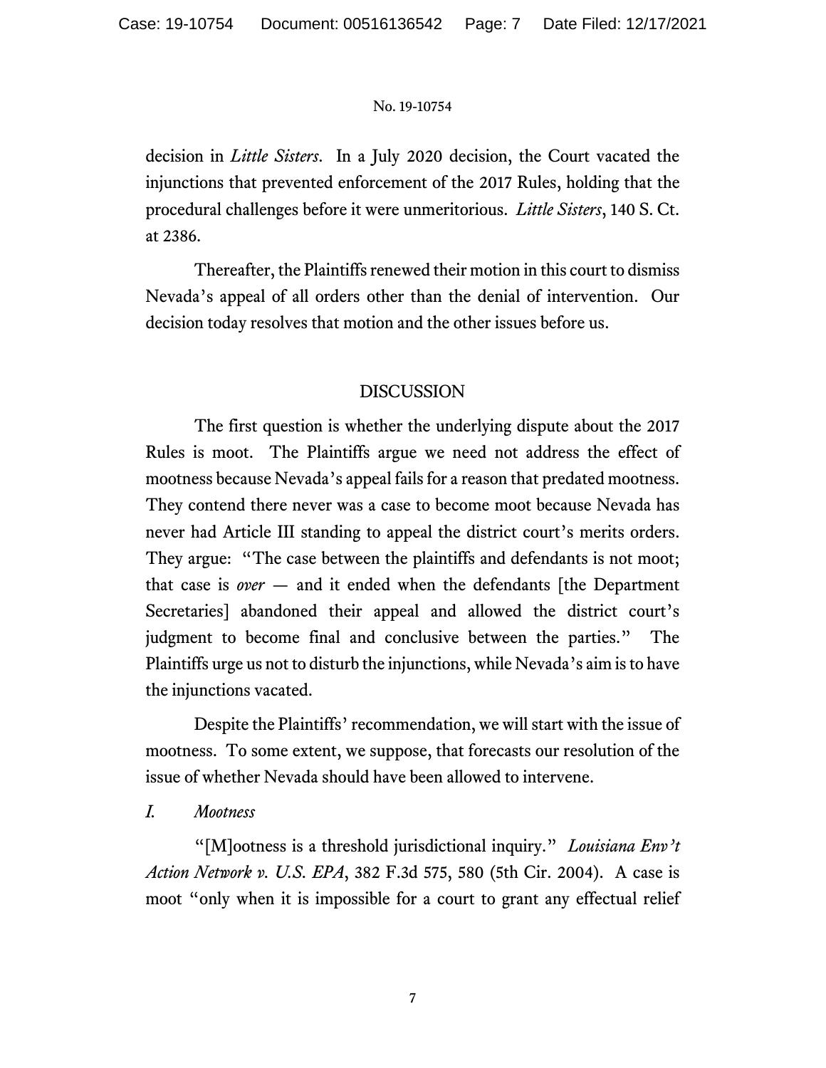decision in *Little Sisters*. In a July 2020 decision, the Court vacated the injunctions that prevented enforcement of the 2017 Rules, holding that the procedural challenges before it were unmeritorious. *Little Sisters*, 140 S. Ct. at 2386.

Thereafter, the Plaintiffs renewed their motion in this court to dismiss Nevada's appeal of all orders other than the denial of intervention. Our decision today resolves that motion and the other issues before us.

## DISCUSSION

The first question is whether the underlying dispute about the 2017 Rules is moot. The Plaintiffs argue we need not address the effect of mootness because Nevada's appeal fails for a reason that predated mootness. They contend there never was a case to become moot because Nevada has never had Article III standing to appeal the district court's merits orders. They argue: "The case between the plaintiffs and defendants is not moot; that case is *over* — and it ended when the defendants [the Department Secretaries] abandoned their appeal and allowed the district court's judgment to become final and conclusive between the parties." The Plaintiffs urge us not to disturb the injunctions, while Nevada's aim is to have the injunctions vacated.

Despite the Plaintiffs' recommendation, we will start with the issue of mootness. To some extent, we suppose, that forecasts our resolution of the issue of whether Nevada should have been allowed to intervene.

### *I. Mootness*

"[M]ootness is a threshold jurisdictional inquiry." *Louisiana Env't Action Network v. U.S. EPA*, 382 F.3d 575, 580 (5th Cir. 2004). A case is moot "only when it is impossible for a court to grant any effectual relief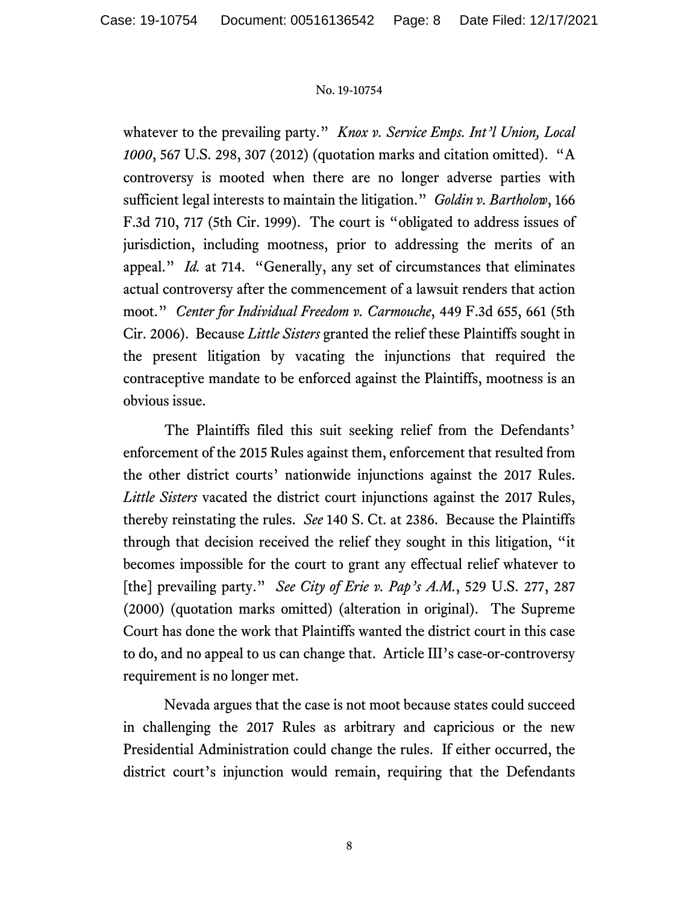whatever to the prevailing party." *Knox v. Service Emps. Int'l Union, Local 1000*, 567 U.S. 298, 307 (2012) (quotation marks and citation omitted). "A controversy is mooted when there are no longer adverse parties with sufficient legal interests to maintain the litigation." *Goldin v. Bartholow*, 166 F.3d 710, 717 (5th Cir. 1999). The court is "obligated to address issues of jurisdiction, including mootness, prior to addressing the merits of an appeal." *Id.* at 714. "Generally, any set of circumstances that eliminates actual controversy after the commencement of a lawsuit renders that action moot." *Center for Individual Freedom v. Carmouche*, 449 F.3d 655, 661 (5th Cir. 2006). Because *Little Sisters* granted the relief these Plaintiffs sought in the present litigation by vacating the injunctions that required the contraceptive mandate to be enforced against the Plaintiffs, mootness is an obvious issue.

The Plaintiffs filed this suit seeking relief from the Defendants' enforcement of the 2015 Rules against them, enforcement that resulted from the other district courts' nationwide injunctions against the 2017 Rules. *Little Sisters* vacated the district court injunctions against the 2017 Rules, thereby reinstating the rules. *See* 140 S. Ct. at 2386. Because the Plaintiffs through that decision received the relief they sought in this litigation, "it becomes impossible for the court to grant any effectual relief whatever to [the] prevailing party." *See City of Erie v. Pap's A.M.*, 529 U.S. 277, 287 (2000) (quotation marks omitted) (alteration in original). The Supreme Court has done the work that Plaintiffs wanted the district court in this case to do, and no appeal to us can change that. Article III's case-or-controversy requirement is no longer met.

Nevada argues that the case is not moot because states could succeed in challenging the 2017 Rules as arbitrary and capricious or the new Presidential Administration could change the rules. If either occurred, the district court's injunction would remain, requiring that the Defendants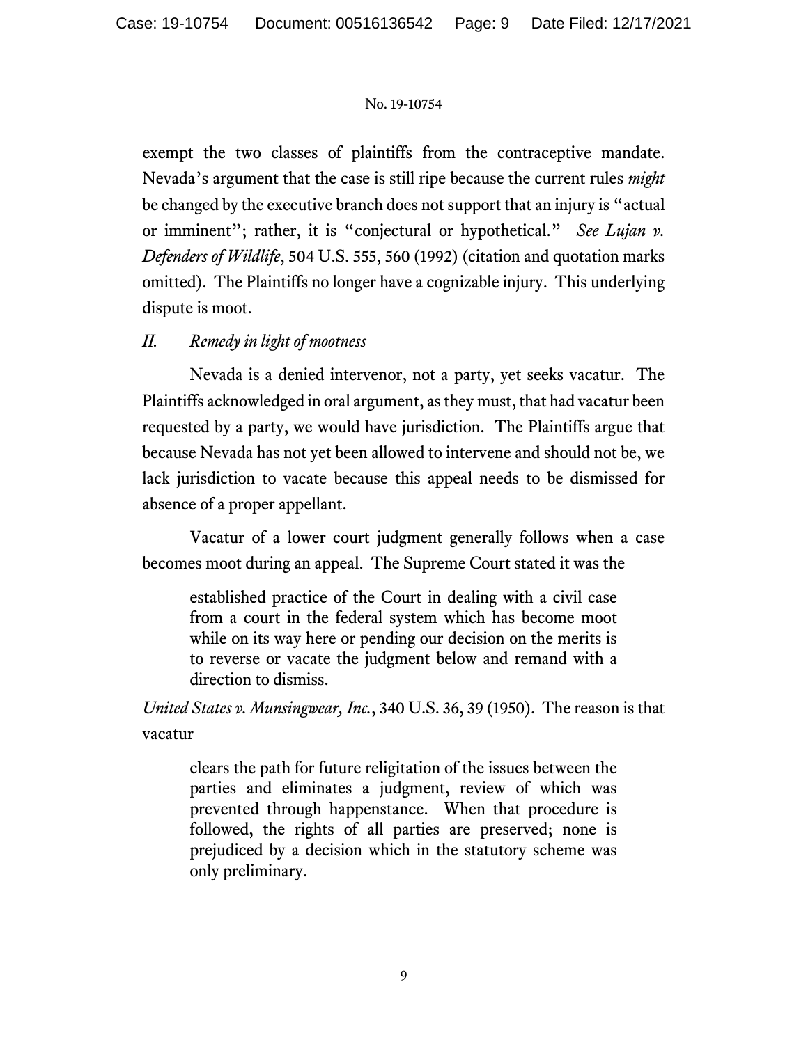exempt the two classes of plaintiffs from the contraceptive mandate. Nevada's argument that the case is still ripe because the current rules *might* be changed by the executive branch does not support that an injury is "actual or imminent"; rather, it is "conjectural or hypothetical." *See Lujan v. Defenders of Wildlife*, 504 U.S. 555, 560 (1992) (citation and quotation marks omitted). The Plaintiffs no longer have a cognizable injury. This underlying dispute is moot.

## *II. Remedy in light of mootness*

Nevada is a denied intervenor, not a party, yet seeks vacatur. The Plaintiffs acknowledged in oral argument, as they must, that had vacatur been requested by a party, we would have jurisdiction. The Plaintiffs argue that because Nevada has not yet been allowed to intervene and should not be, we lack jurisdiction to vacate because this appeal needs to be dismissed for absence of a proper appellant.

Vacatur of a lower court judgment generally follows when a case becomes moot during an appeal. The Supreme Court stated it was the

> established practice of the Court in dealing with a civil case from a court in the federal system which has become moot while on its way here or pending our decision on the merits is to reverse or vacate the judgment below and remand with a direction to dismiss.

*United States v. Munsingwear, Inc.*, 340 U.S. 36, 39 (1950). The reason is that vacatur

> clears the path for future relitigation of the issues between the parties and eliminates a judgment, review of which was prevented through happenstance. When that procedure is followed, the rights of all parties are preserved; none is prejudiced by a decision which in the statutory scheme was only preliminary.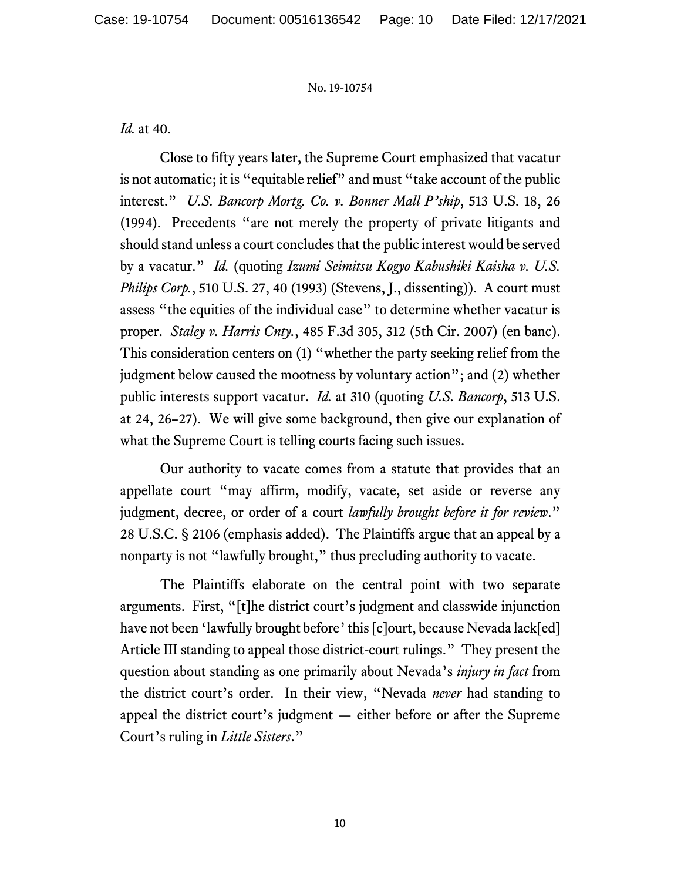*Id.* at 40.

Close to fifty years later, the Supreme Court emphasized that vacatur is not automatic; it is "equitable relief" and must "take account of the public interest." *U.S. Bancorp Mortg. Co. v. Bonner Mall P'ship*, 513 U.S. 18, 26 (1994). Precedents "are not merely the property of private litigants and should stand unless a court concludes that the public interest would be served by a vacatur." *Id.* (quoting *Izumi Seimitsu Kogyo Kabushiki Kaisha v. U.S. Philips Corp.*, 510 U.S. 27, 40 (1993) (Stevens, J., dissenting)). A court must assess "the equities of the individual case" to determine whether vacatur is proper. *Staley v. Harris Cnty.*, 485 F.3d 305, 312 (5th Cir. 2007) (en banc). This consideration centers on (1) "whether the party seeking relief from the judgment below caused the mootness by voluntary action"; and (2) whether public interests support vacatur. *Id.* at 310 (quoting *U.S. Bancorp*, 513 U.S. at 24, 26–27). We will give some background, then give our explanation of what the Supreme Court is telling courts facing such issues.

Our authority to vacate comes from a statute that provides that an appellate court "may affirm, modify, vacate, set aside or reverse any judgment, decree, or order of a court *lawfully brought before it for review*." 28 U.S.C. § 2106 (emphasis added). The Plaintiffs argue that an appeal by a nonparty is not "lawfully brought," thus precluding authority to vacate.

The Plaintiffs elaborate on the central point with two separate arguments. First, "[t]he district court's judgment and classwide injunction have not been 'lawfully brought before' this [c]ourt, because Nevada lack[ed] Article III standing to appeal those district-court rulings." They present the question about standing as one primarily about Nevada's *injury in fact* from the district court's order. In their view, "Nevada *never* had standing to appeal the district court's judgment — either before or after the Supreme Court's ruling in *Little Sisters*."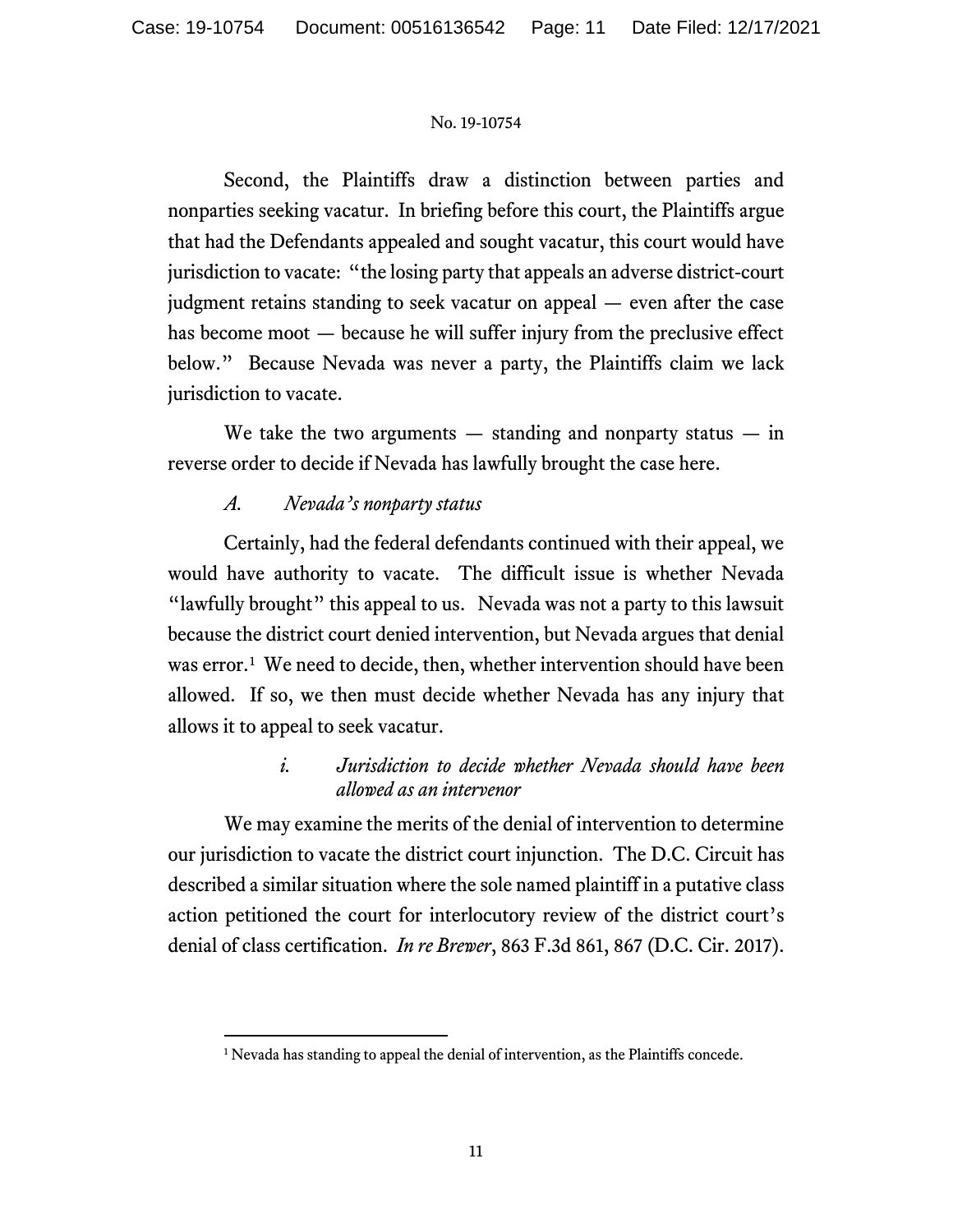Second, the Plaintiffs draw a distinction between parties and nonparties seeking vacatur. In briefing before this court, the Plaintiffs argue that had the Defendants appealed and sought vacatur, this court would have jurisdiction to vacate: "the losing party that appeals an adverse district-court judgment retains standing to seek vacatur on appeal — even after the case has become moot — because he will suffer injury from the preclusive effect below." Because Nevada was never a party, the Plaintiffs claim we lack jurisdiction to vacate.

We take the two arguments — standing and nonparty status — in reverse order to decide if Nevada has lawfully brought the case here.

*A. Nevada's nonparty status*

Certainly, had the federal defendants continued with their appeal, we would have authority to vacate. The difficult issue is whether Nevada "lawfully brought" this appeal to us. Nevada was not a party to this lawsuit because the district court denied intervention, but Nevada argues that denial was error.[1] We need to decide, then, whether intervention should have been allowed. If so, we then must decide whether Nevada has any injury that allows it to appeal to seek vacatur.

*i. Jurisdiction to decide whether Nevada should have been allowed as an intervenor*

We may examine the merits of the denial of intervention to determine our jurisdiction to vacate the district court injunction. The D.C. Circuit has described a similar situation where the sole named plaintiff in a putative class action petitioned the court for interlocutory review of the district court's denial of class certification. *In re Brewer*, 863 F.3d 861, 867 (D.C. Cir. 2017).

[1] Nevada has standing to appeal the denial of intervention, as the Plaintiffs concede.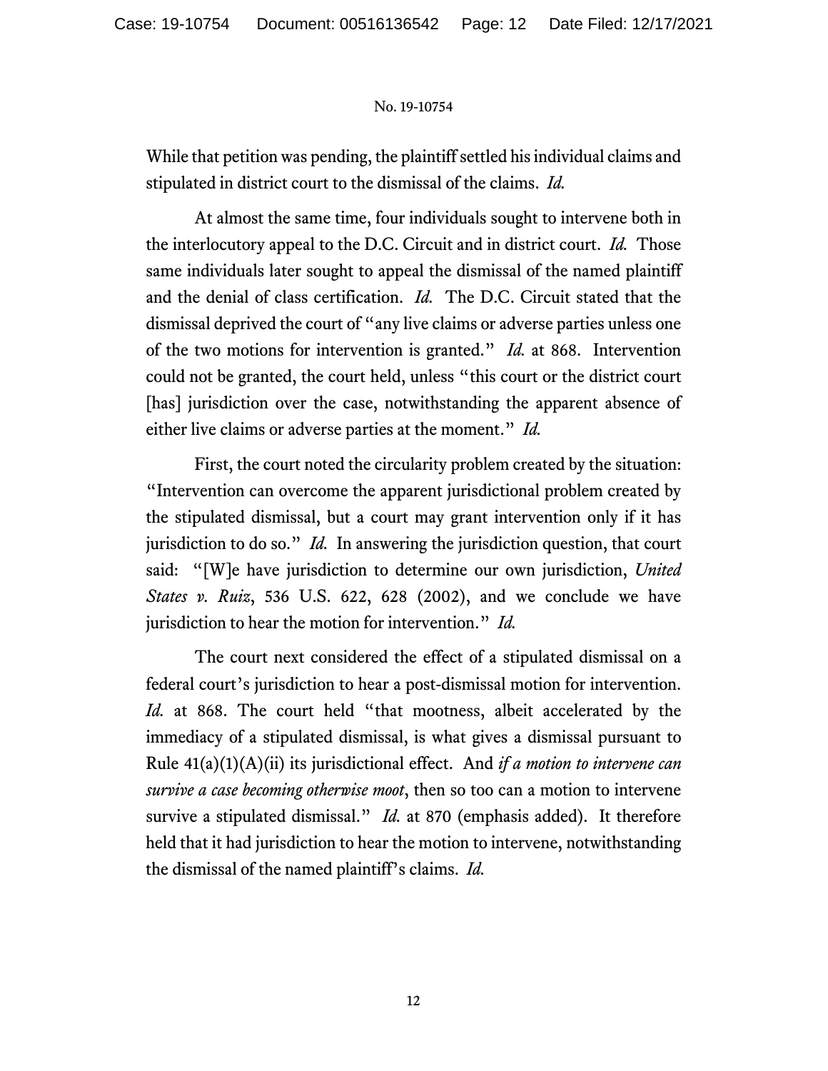While that petition was pending, the plaintiff settled his individual claims and stipulated in district court to the dismissal of the claims. *Id.*

At almost the same time, four individuals sought to intervene both in the interlocutory appeal to the D.C. Circuit and in district court. *Id.* Those same individuals later sought to appeal the dismissal of the named plaintiff and the denial of class certification. *Id.* The D.C. Circuit stated that the dismissal deprived the court of "any live claims or adverse parties unless one of the two motions for intervention is granted." *Id.* at 868. Intervention could not be granted, the court held, unless "this court or the district court [has] jurisdiction over the case, notwithstanding the apparent absence of either live claims or adverse parties at the moment." *Id.*

First, the court noted the circularity problem created by the situation: "Intervention can overcome the apparent jurisdictional problem created by the stipulated dismissal, but a court may grant intervention only if it has jurisdiction to do so." *Id.* In answering the jurisdiction question, that court said: "[W]e have jurisdiction to determine our own jurisdiction, *United States v. Ruiz*, 536 U.S. 622, 628 (2002), and we conclude we have jurisdiction to hear the motion for intervention." *Id.*

The court next considered the effect of a stipulated dismissal on a federal court's jurisdiction to hear a post-dismissal motion for intervention. *Id.* at 868. The court held "that mootness, albeit accelerated by the immediacy of a stipulated dismissal, is what gives a dismissal pursuant to Rule 41(a)(1)(A)(ii) its jurisdictional effect. And *if a motion to intervene can survive a case becoming otherwise moot*, then so too can a motion to intervene survive a stipulated dismissal." *Id.* at 870 (emphasis added). It therefore held that it had jurisdiction to hear the motion to intervene, notwithstanding the dismissal of the named plaintiff's claims. *Id.*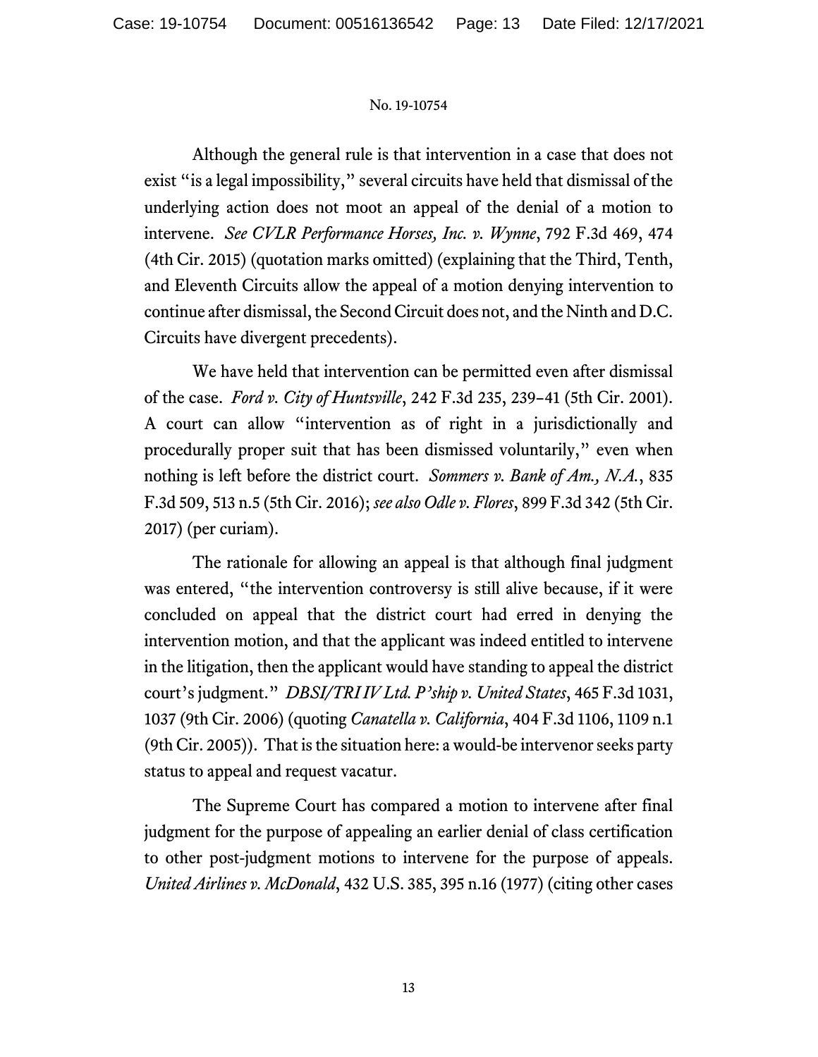Although the general rule is that intervention in a case that does not exist "is a legal impossibility," several circuits have held that dismissal of the underlying action does not moot an appeal of the denial of a motion to intervene. *See CVLR Performance Horses, Inc. v. Wynne*, 792 F.3d 469, 474 (4th Cir. 2015) (quotation marks omitted) (explaining that the Third, Tenth, and Eleventh Circuits allow the appeal of a motion denying intervention to continue after dismissal, the Second Circuit does not, and the Ninth and D.C. Circuits have divergent precedents).

We have held that intervention can be permitted even after dismissal of the case. *Ford v. City of Huntsville*, 242 F.3d 235, 239–41 (5th Cir. 2001). A court can allow "intervention as of right in a jurisdictionally and procedurally proper suit that has been dismissed voluntarily," even when nothing is left before the district court. *Sommers v. Bank of Am., N.A.*, 835 F.3d 509, 513 n.5 (5th Cir. 2016); *see also Odle v. Flores*, 899 F.3d 342 (5th Cir. 2017) (per curiam).

The rationale for allowing an appeal is that although final judgment was entered, "the intervention controversy is still alive because, if it were concluded on appeal that the district court had erred in denying the intervention motion, and that the applicant was indeed entitled to intervene in the litigation, then the applicant would have standing to appeal the district court's judgment." *DBSI/TRI IV Ltd. P'ship v. United States*, 465 F.3d 1031, 1037 (9th Cir. 2006) (quoting *Canatella v. California*, 404 F.3d 1106, 1109 n.1 (9th Cir. 2005)). That is the situation here: a would-be intervenor seeks party status to appeal and request vacatur.

The Supreme Court has compared a motion to intervene after final judgment for the purpose of appealing an earlier denial of class certification to other post-judgment motions to intervene for the purpose of appeals. *United Airlines v. McDonald*, 432 U.S. 385, 395 n.16 (1977) (citing other cases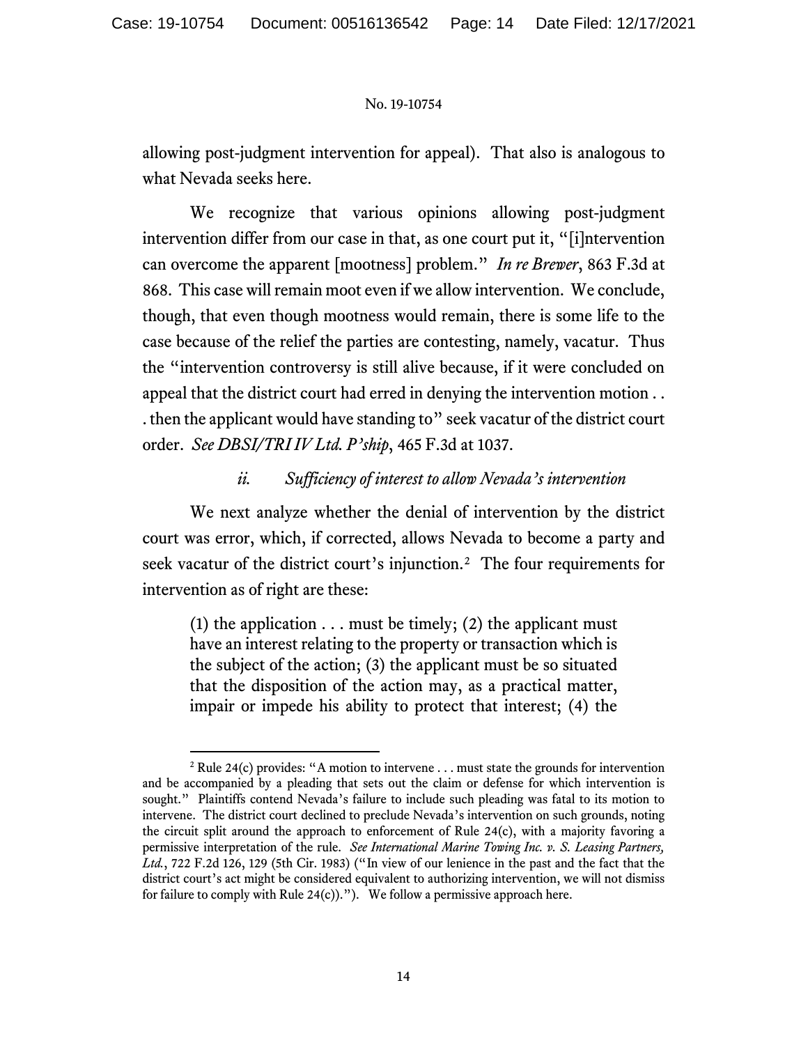allowing post-judgment intervention for appeal). That also is analogous to what Nevada seeks here.

We recognize that various opinions allowing post-judgment intervention differ from our case in that, as one court put it, "[i]ntervention can overcome the apparent [mootness] problem." *In re Brewer*, 863 F.3d at 868. This case will remain moot even if we allow intervention. We conclude, though, that even though mootness would remain, there is some life to the case because of the relief the parties are contesting, namely, vacatur. Thus the "intervention controversy is still alive because, if it were concluded on appeal that the district court had erred in denying the intervention motion . . . then the applicant would have standing to" seek vacatur of the district court order. *See DBSI/TRI IV Ltd. P'ship*, 465 F.3d at 1037.

*ii. Sufficiency of interest to allow Nevada's intervention*

We next analyze whether the denial of intervention by the district court was error, which, if corrected, allows Nevada to become a party and seek vacatur of the district court's injunction.[2] The four requirements for intervention as of right are these:

> (1) the application . . . must be timely; (2) the applicant must have an interest relating to the property or transaction which is the subject of the action; (3) the applicant must be so situated that the disposition of the action may, as a practical matter, impair or impede his ability to protect that interest; (4) the

[2] Rule 24(c) provides: "A motion to intervene . . . must state the grounds for intervention and be accompanied by a pleading that sets out the claim or defense for which intervention is sought." Plaintiffs contend Nevada's failure to include such pleading was fatal to its motion to intervene. The district court declined to preclude Nevada's intervention on such grounds, noting the circuit split around the approach to enforcement of Rule 24(c), with a majority favoring a permissive interpretation of the rule. *See International Marine Towing Inc. v. S. Leasing Partners, Ltd.*, 722 F.2d 126, 129 (5th Cir. 1983) ("In view of our lenience in the past and the fact that the district court's act might be considered equivalent to authorizing intervention, we will not dismiss for failure to comply with Rule 24(c)."). We follow a permissive approach here.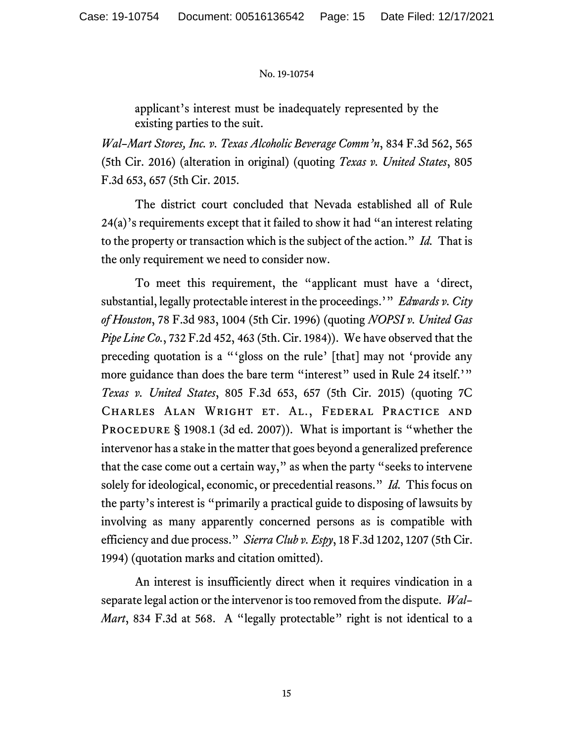applicant's interest must be inadequately represented by the existing parties to the suit.

*Wal–Mart Stores, Inc. v. Texas Alcoholic Beverage Comm'n*, 834 F.3d 562, 565 (5th Cir. 2016) (alteration in original) (quoting *Texas v. United States*, 805 F.3d 653, 657 (5th Cir. 2015.

The district court concluded that Nevada established all of Rule 24(a)'s requirements except that it failed to show it had "an interest relating to the property or transaction which is the subject of the action." *Id.* That is the only requirement we need to consider now.

To meet this requirement, the "applicant must have a 'direct, substantial, legally protectable interest in the proceedings.'" *Edwards v. City of Houston*, 78 F.3d 983, 1004 (5th Cir. 1996) (quoting *NOPSI v. United Gas Pipe Line Co.*, 732 F.2d 452, 463 (5th. Cir. 1984)). We have observed that the preceding quotation is a "'gloss on the rule' [that] may not 'provide any more guidance than does the bare term "interest" used in Rule 24 itself.'" *Texas v. United States*, 805 F.3d 653, 657 (5th Cir. 2015) (quoting 7C Charles Alan Wright et. al., Federal Practice and Procedure § 1908.1 (3d ed. 2007)). What is important is "whether the intervenor has a stake in the matter that goes beyond a generalized preference that the case come out a certain way," as when the party "seeks to intervene solely for ideological, economic, or precedential reasons." *Id.* This focus on the party's interest is "primarily a practical guide to disposing of lawsuits by involving as many apparently concerned persons as is compatible with efficiency and due process." *Sierra Club v. Espy*, 18 F.3d 1202, 1207 (5th Cir. 1994) (quotation marks and citation omitted).

An interest is insufficiently direct when it requires vindication in a separate legal action or the intervenor is too removed from the dispute. *Wal–Mart*, 834 F.3d at 568. A "legally protectable" right is not identical to a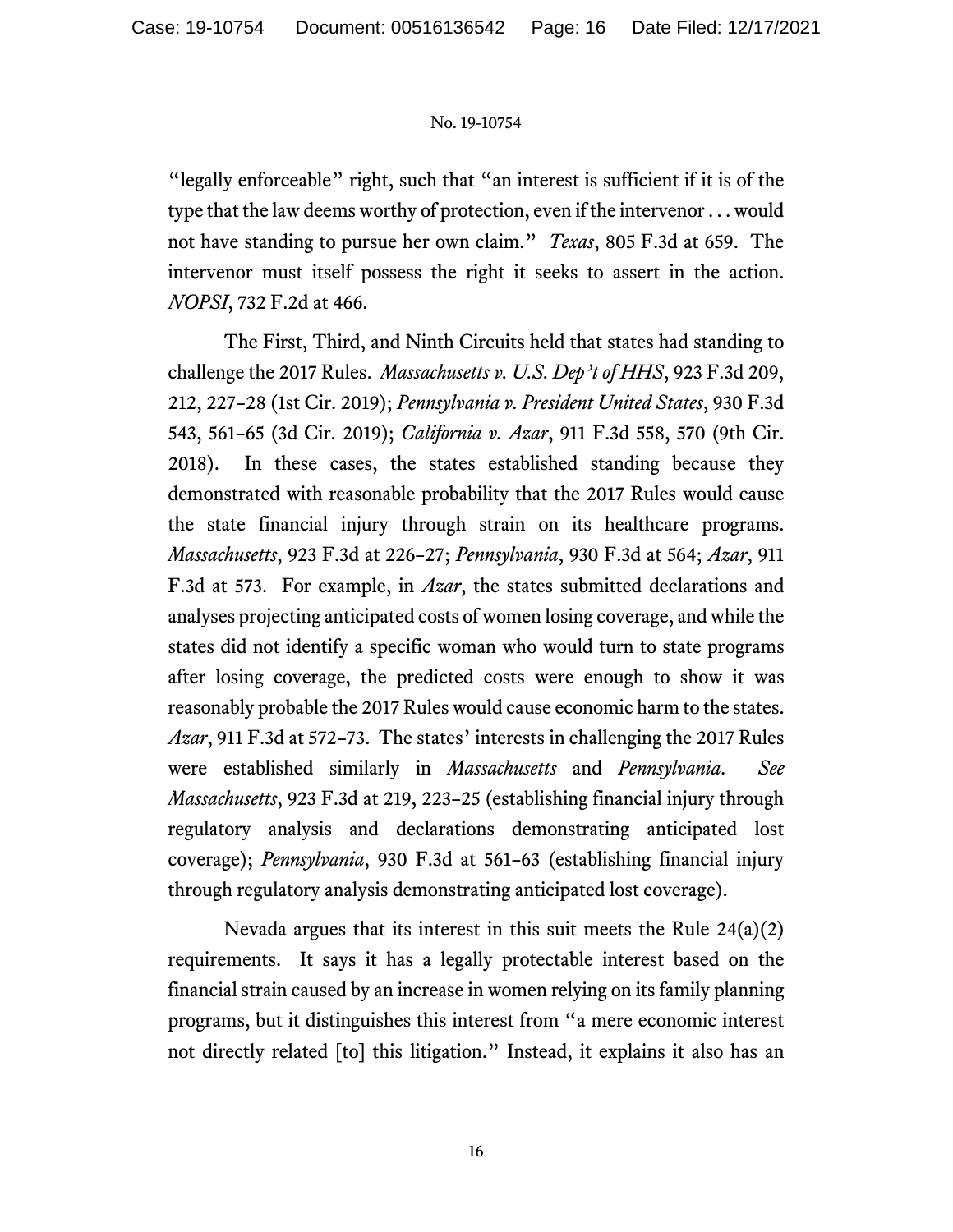"legally enforceable" right, such that "an interest is sufficient if it is of the type that the law deems worthy of protection, even if the intervenor . . . would not have standing to pursue her own claim." *Texas*, 805 F.3d at 659. The intervenor must itself possess the right it seeks to assert in the action. *NOPSI*, 732 F.2d at 466.

The First, Third, and Ninth Circuits held that states had standing to challenge the 2017 Rules. *Massachusetts v. U.S. Dep't of HHS*, 923 F.3d 209, 212, 227–28 (1st Cir. 2019); *Pennsylvania v. President United States*, 930 F.3d 543, 561–65 (3d Cir. 2019); *California v. Azar*, 911 F.3d 558, 570 (9th Cir. 2018). In these cases, the states established standing because they demonstrated with reasonable probability that the 2017 Rules would cause the state financial injury through strain on its healthcare programs. *Massachusetts*, 923 F.3d at 226–27; *Pennsylvania*, 930 F.3d at 564; *Azar*, 911 F.3d at 573. For example, in *Azar*, the states submitted declarations and analyses projecting anticipated costs of women losing coverage, and while the states did not identify a specific woman who would turn to state programs after losing coverage, the predicted costs were enough to show it was reasonably probable the 2017 Rules would cause economic harm to the states. *Azar*, 911 F.3d at 572–73. The states' interests in challenging the 2017 Rules were established similarly in *Massachusetts* and *Pennsylvania*. *See Massachusetts*, 923 F.3d at 219, 223–25 (establishing financial injury through regulatory analysis and declarations demonstrating anticipated lost coverage); *Pennsylvania*, 930 F.3d at 561–63 (establishing financial injury through regulatory analysis demonstrating anticipated lost coverage).

Nevada argues that its interest in this suit meets the Rule 24(a)(2) requirements. It says it has a legally protectable interest based on the financial strain caused by an increase in women relying on its family planning programs, but it distinguishes this interest from "a mere economic interest not directly related [to] this litigation." Instead, it explains it also has an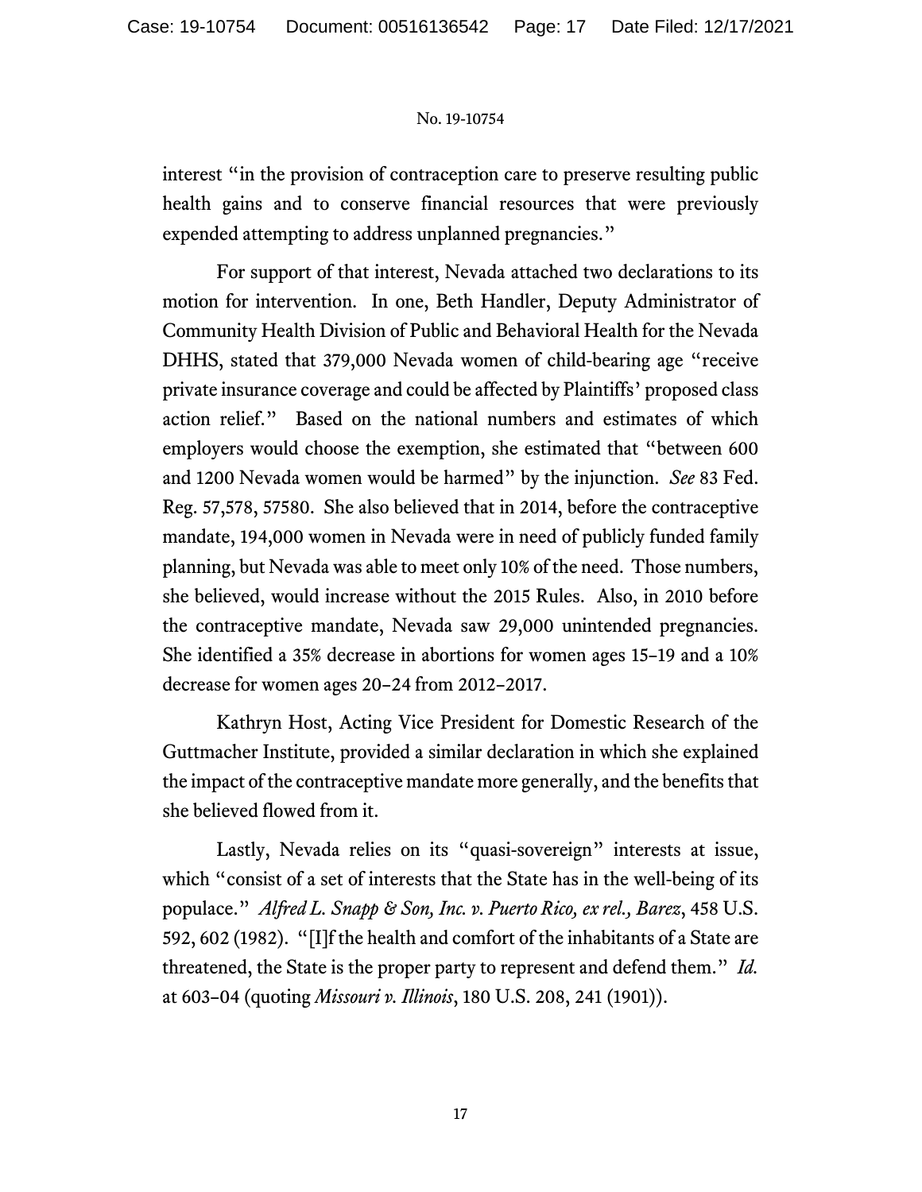interest "in the provision of contraception care to preserve resulting public health gains and to conserve financial resources that were previously expended attempting to address unplanned pregnancies."

For support of that interest, Nevada attached two declarations to its motion for intervention. In one, Beth Handler, Deputy Administrator of Community Health Division of Public and Behavioral Health for the Nevada DHHS, stated that 379,000 Nevada women of child-bearing age "receive private insurance coverage and could be affected by Plaintiffs' proposed class action relief." Based on the national numbers and estimates of which employers would choose the exemption, she estimated that "between 600 and 1200 Nevada women would be harmed" by the injunction. *See* 83 Fed. Reg. 57,578, 57580. She also believed that in 2014, before the contraceptive mandate, 194,000 women in Nevada were in need of publicly funded family planning, but Nevada was able to meet only 10% of the need. Those numbers, she believed, would increase without the 2015 Rules. Also, in 2010 before the contraceptive mandate, Nevada saw 29,000 unintended pregnancies. She identified a 35% decrease in abortions for women ages 15–19 and a 10% decrease for women ages 20–24 from 2012–2017.

Kathryn Host, Acting Vice President for Domestic Research of the Guttmacher Institute, provided a similar declaration in which she explained the impact of the contraceptive mandate more generally, and the benefits that she believed flowed from it.

Lastly, Nevada relies on its "quasi-sovereign" interests at issue, which "consist of a set of interests that the State has in the well-being of its populace." *Alfred L. Snapp & Son, Inc. v. Puerto Rico, ex rel., Barez*, 458 U.S. 592, 602 (1982). "[I]f the health and comfort of the inhabitants of a State are threatened, the State is the proper party to represent and defend them." *Id.* at 603–04 (quoting *Missouri v. Illinois*, 180 U.S. 208, 241 (1901)).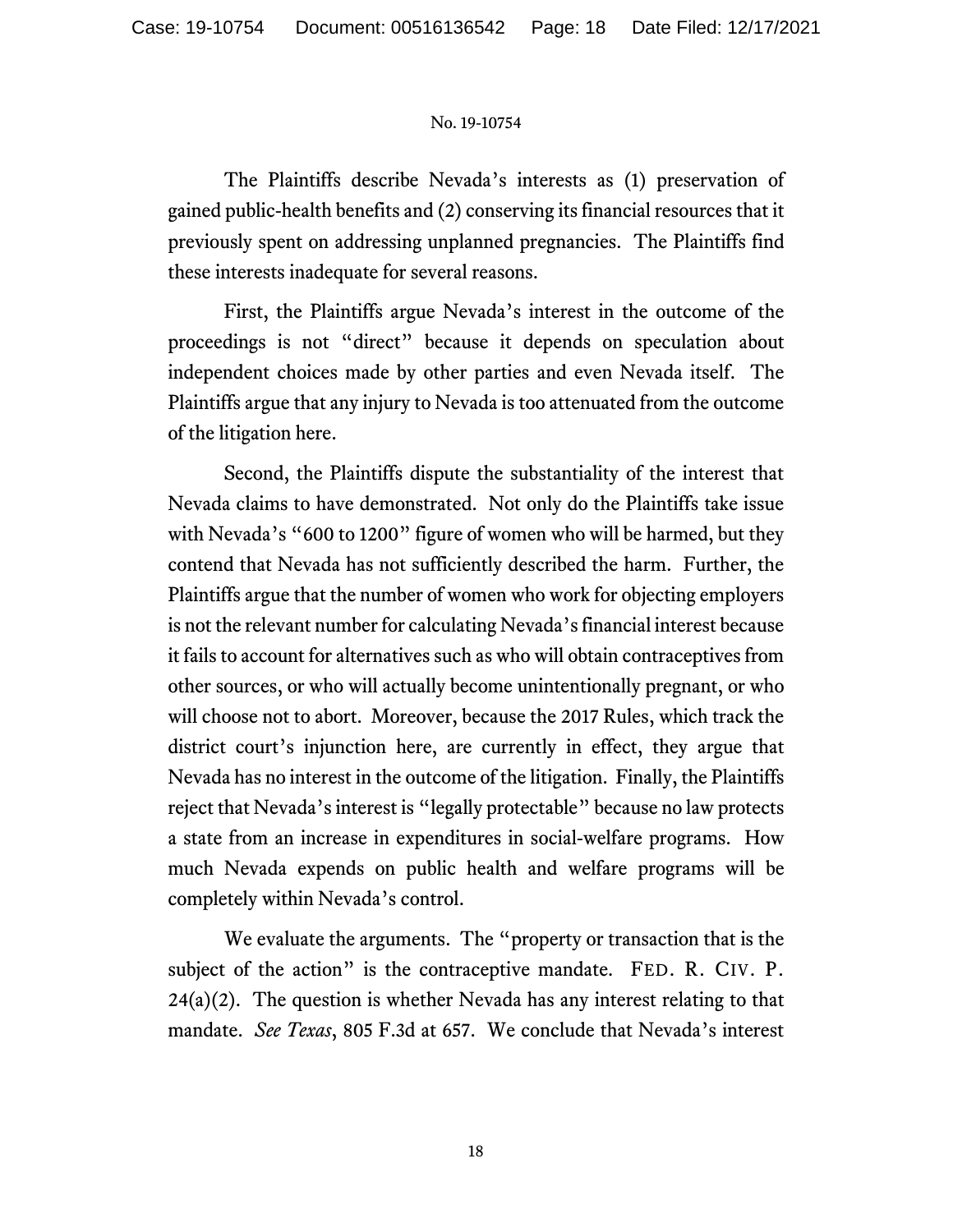The Plaintiffs describe Nevada's interests as (1) preservation of gained public-health benefits and (2) conserving its financial resources that it previously spent on addressing unplanned pregnancies. The Plaintiffs find these interests inadequate for several reasons.

First, the Plaintiffs argue Nevada's interest in the outcome of the proceedings is not "direct" because it depends on speculation about independent choices made by other parties and even Nevada itself. The Plaintiffs argue that any injury to Nevada is too attenuated from the outcome of the litigation here.

Second, the Plaintiffs dispute the substantiality of the interest that Nevada claims to have demonstrated. Not only do the Plaintiffs take issue with Nevada's "600 to 1200" figure of women who will be harmed, but they contend that Nevada has not sufficiently described the harm. Further, the Plaintiffs argue that the number of women who work for objecting employers is not the relevant number for calculating Nevada's financial interest because it fails to account for alternatives such as who will obtain contraceptives from other sources, or who will actually become unintentionally pregnant, or who will choose not to abort. Moreover, because the 2017 Rules, which track the district court's injunction here, are currently in effect, they argue that Nevada has no interest in the outcome of the litigation. Finally, the Plaintiffs reject that Nevada's interest is "legally protectable" because no law protects a state from an increase in expenditures in social-welfare programs. How much Nevada expends on public health and welfare programs will be completely within Nevada's control.

We evaluate the arguments. The "property or transaction that is the subject of the action" is the contraceptive mandate. FED. R. CIV. P. 24(a)(2). The question is whether Nevada has any interest relating to that mandate. *See Texas*, 805 F.3d at 657. We conclude that Nevada's interest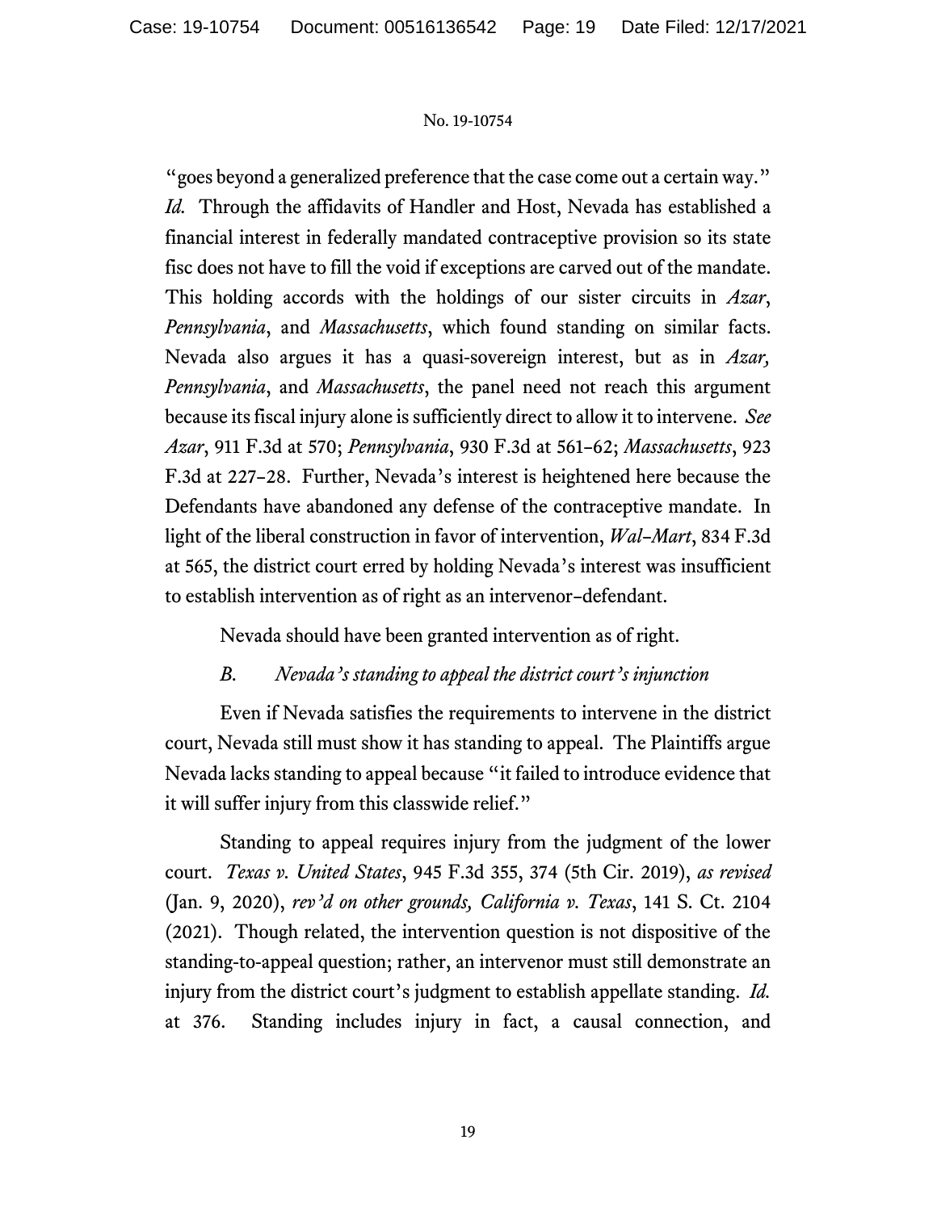"goes beyond a generalized preference that the case come out a certain way." *Id.* Through the affidavits of Handler and Host, Nevada has established a financial interest in federally mandated contraceptive provision so its state fisc does not have to fill the void if exceptions are carved out of the mandate. This holding accords with the holdings of our sister circuits in *Azar*, *Pennsylvania*, and *Massachusetts*, which found standing on similar facts. Nevada also argues it has a quasi-sovereign interest, but as in *Azar, Pennsylvania*, and *Massachusetts*, the panel need not reach this argument because its fiscal injury alone is sufficiently direct to allow it to intervene. *See Azar*, 911 F.3d at 570; *Pennsylvania*, 930 F.3d at 561–62; *Massachusetts*, 923 F.3d at 227–28. Further, Nevada's interest is heightened here because the Defendants have abandoned any defense of the contraceptive mandate. In light of the liberal construction in favor of intervention, *Wal-Mart*, 834 F.3d at 565, the district court erred by holding Nevada's interest was insufficient to establish intervention as of right as an intervenor–defendant.

Nevada should have been granted intervention as of right.

### *B. Nevada's standing to appeal the district court's injunction*

Even if Nevada satisfies the requirements to intervene in the district court, Nevada still must show it has standing to appeal. The Plaintiffs argue Nevada lacks standing to appeal because "it failed to introduce evidence that it will suffer injury from this classwide relief."

Standing to appeal requires injury from the judgment of the lower court. *Texas v. United States*, 945 F.3d 355, 374 (5th Cir. 2019), *as revised* (Jan. 9, 2020), *rev'd on other grounds, California v. Texas*, 141 S. Ct. 2104 (2021). Though related, the intervention question is not dispositive of the standing-to-appeal question; rather, an intervenor must still demonstrate an injury from the district court's judgment to establish appellate standing. *Id.* at 376. Standing includes injury in fact, a causal connection, and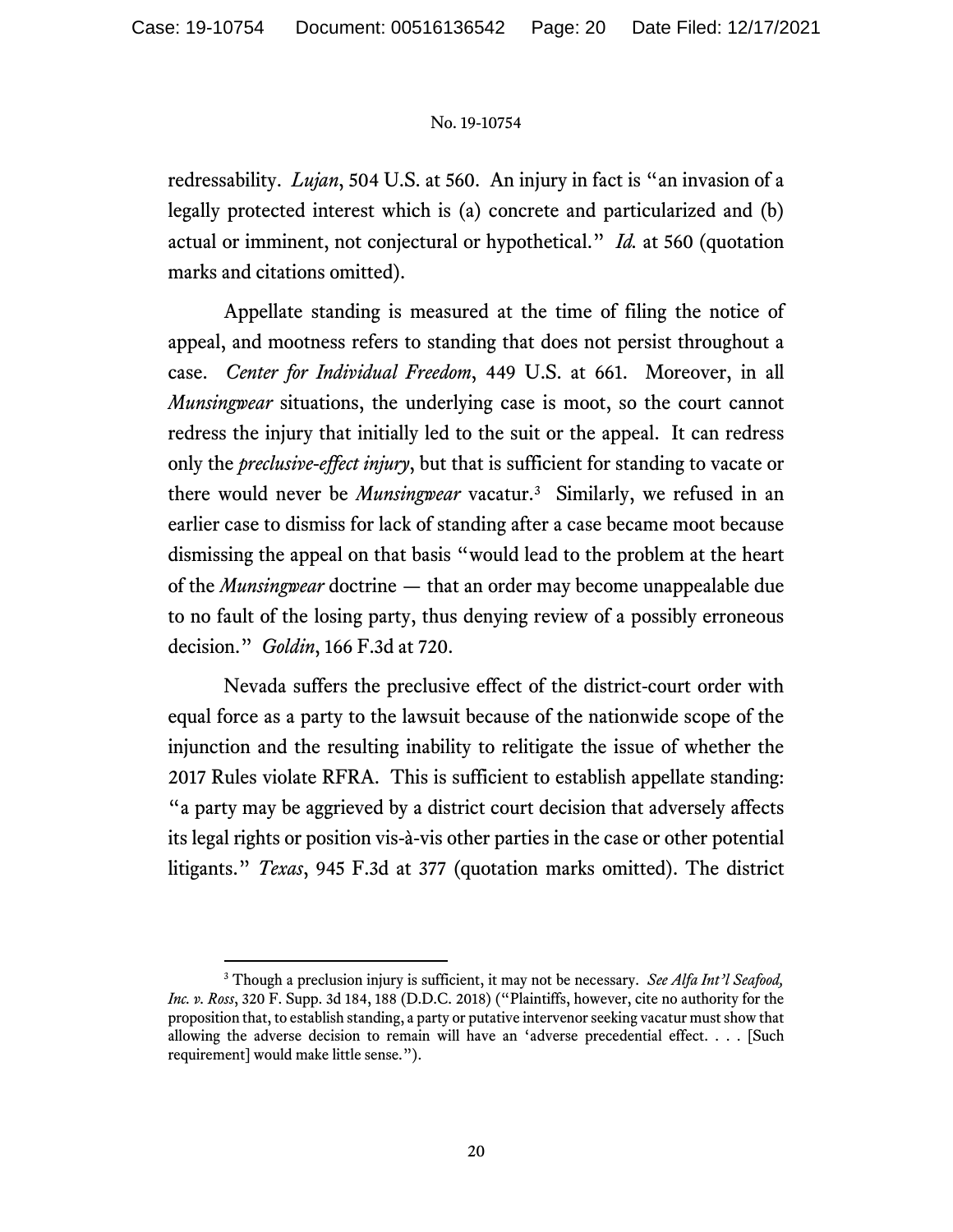redressability. *Lujan*, 504 U.S. at 560. An injury in fact is "an invasion of a legally protected interest which is (a) concrete and particularized and (b) actual or imminent, not conjectural or hypothetical." *Id.* at 560 (quotation marks and citations omitted).

Appellate standing is measured at the time of filing the notice of appeal, and mootness refers to standing that does not persist throughout a case. *Center for Individual Freedom*, 449 U.S. at 661. Moreover, in all *Munsingwear* situations, the underlying case is moot, so the court cannot redress the injury that initially led to the suit or the appeal. It can redress only the *preclusive-effect injury*, but that is sufficient for standing to vacate or there would never be *Munsingwear* vacatur.[3] Similarly, we refused in an earlier case to dismiss for lack of standing after a case became moot because dismissing the appeal on that basis "would lead to the problem at the heart of the *Munsingwear* doctrine — that an order may become unappealable due to no fault of the losing party, thus denying review of a possibly erroneous decision." *Goldin*, 166 F.3d at 720.

Nevada suffers the preclusive effect of the district-court order with equal force as a party to the lawsuit because of the nationwide scope of the injunction and the resulting inability to relitigate the issue of whether the 2017 Rules violate RFRA. This is sufficient to establish appellate standing: "a party may be aggrieved by a district court decision that adversely affects its legal rights or position vis-à-vis other parties in the case or other potential litigants." *Texas*, 945 F.3d at 377 (quotation marks omitted). The district

---

[3] Though a preclusion injury is sufficient, it may not be necessary. *See Alfa Int'l Seafood, Inc. v. Ross*, 320 F. Supp. 3d 184, 188 (D.D.C. 2018) ("Plaintiffs, however, cite no authority for the proposition that, to establish standing, a party or putative intervenor seeking vacatur must show that allowing the adverse decision to remain will have an 'adverse precedential effect. . . . [Such requirement] would make little sense.").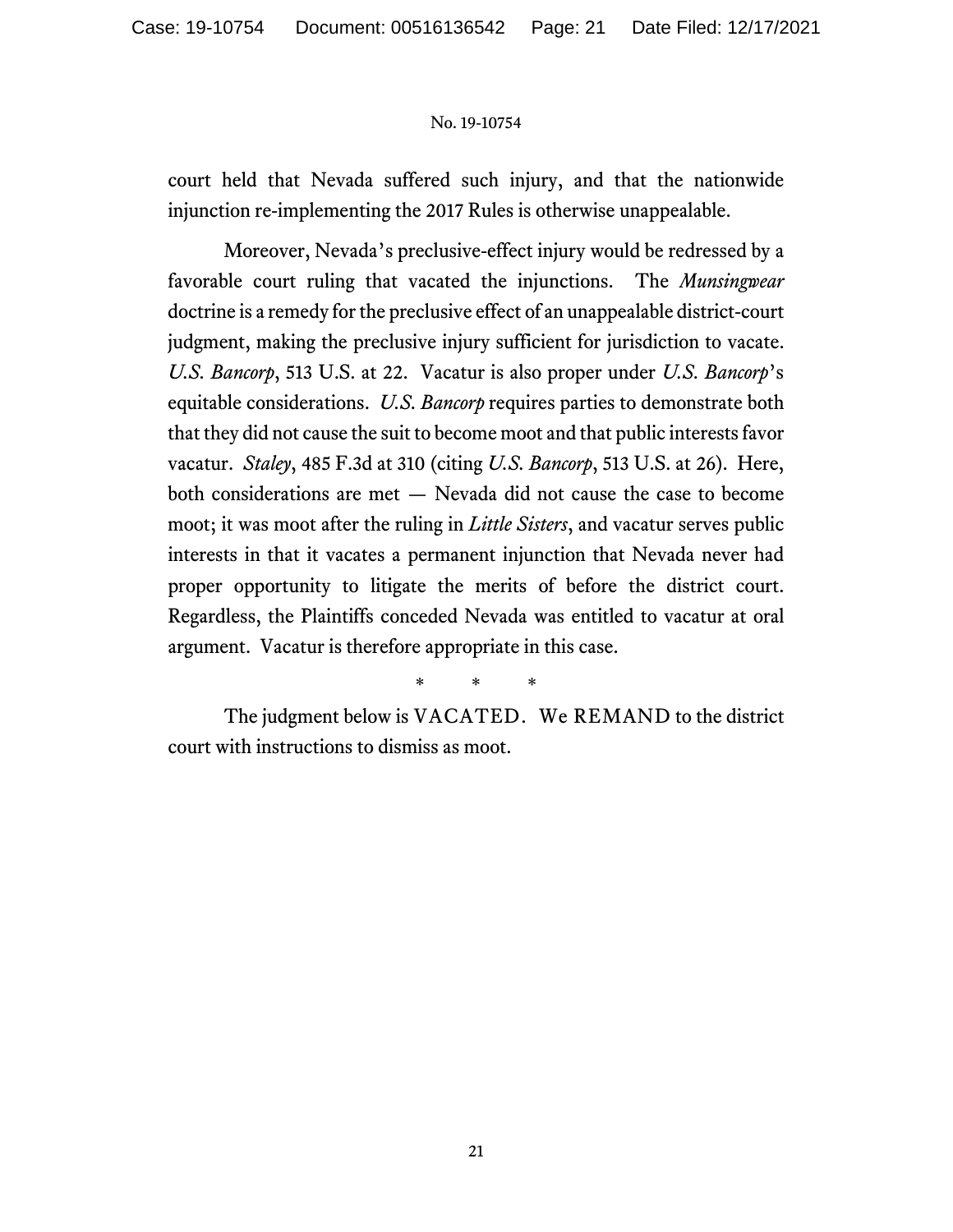court held that Nevada suffered such injury, and that the nationwide injunction re-implementing the 2017 Rules is otherwise unappealable.

Moreover, Nevada's preclusive-effect injury would be redressed by a favorable court ruling that vacated the injunctions. The *Munsingwear* doctrine is a remedy for the preclusive effect of an unappealable district-court judgment, making the preclusive injury sufficient for jurisdiction to vacate. *U.S. Bancorp*, 513 U.S. at 22. Vacatur is also proper under *U.S. Bancorp*'s equitable considerations. *U.S. Bancorp* requires parties to demonstrate both that they did not cause the suit to become moot and that public interests favor vacatur. *Staley*, 485 F.3d at 310 (citing *U.S. Bancorp*, 513 U.S. at 26). Here, both considerations are met — Nevada did not cause the case to become moot; it was moot after the ruling in *Little Sisters*, and vacatur serves public interests in that it vacates a permanent injunction that Nevada never had proper opportunity to litigate the merits of before the district court. Regardless, the Plaintiffs conceded Nevada was entitled to vacatur at oral argument. Vacatur is therefore appropriate in this case.

\* \* \*

The judgment below is VACATED. We REMAND to the district court with instructions to dismiss as moot.